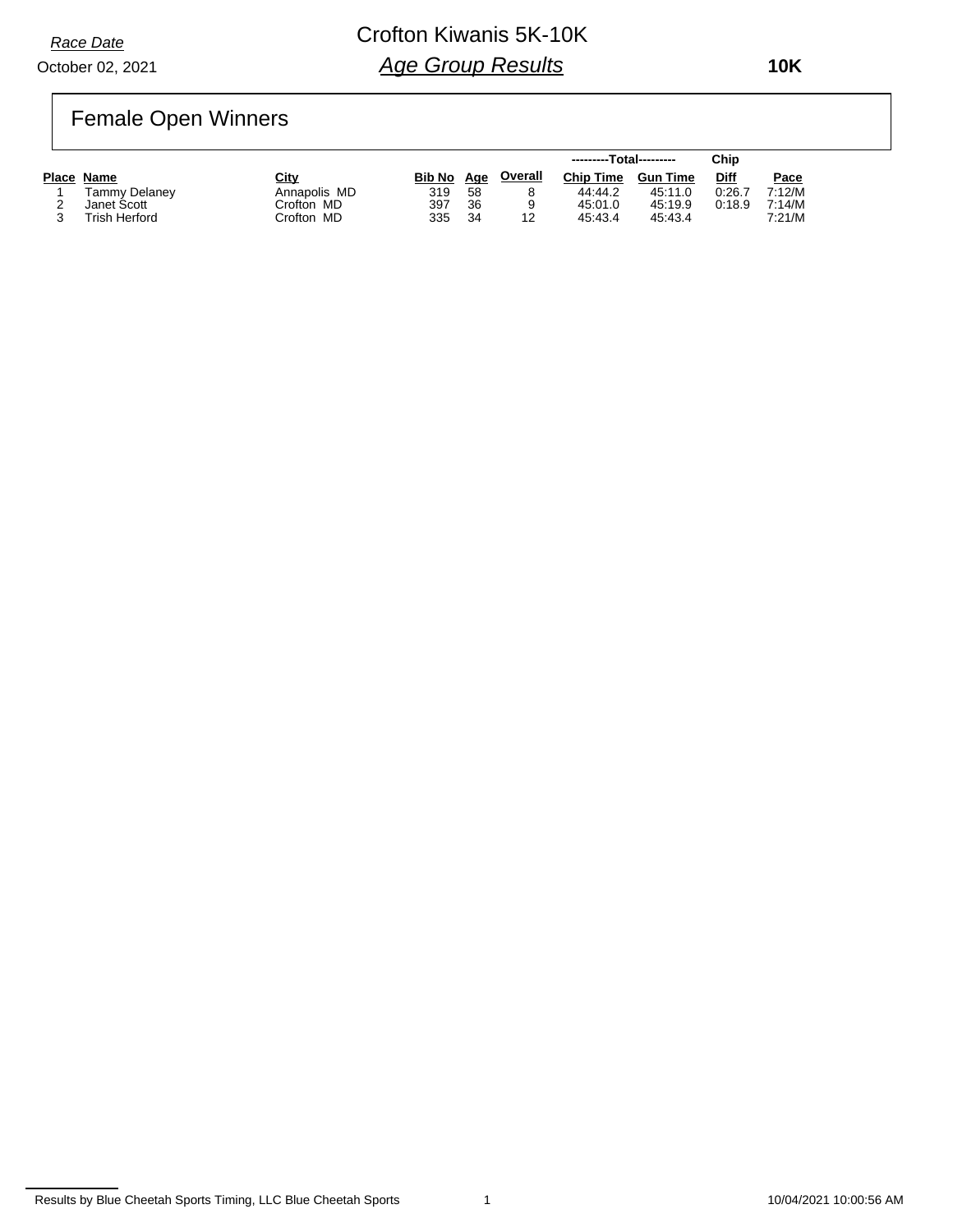Race Date

October 02, 2021

# Crofton Kiwanis 5K-10K

## Age Group Results

**10K**

## Female Open Winners

| | | | | | | ---------Total--------- | | Chip | |
|---|---|---|---|---|---|---|---|---|---|
| Place | Name | City | Bib No | Age | Overall | Chip Time | Gun Time | Diff | Pace |
| 1 | Tammy Delaney | Annapolis MD | 319 | 58 | 8 | 44:44.2 | 45:11.0 | 0:26.7 | 7:12/M |
| 2 | Janet Scott | Crofton MD | 397 | 36 | 9 | 45:01.0 | 45:19.9 | 0:18.9 | 7:14/M |
| 3 | Trish Herford | Crofton MD | 335 | 34 | 12 | 45:43.4 | 45:43.4 | | 7:21/M |

Results by Blue Cheetah Sports Timing, LLC Blue Cheetah Sports

10/04/2021 10:00:56 AM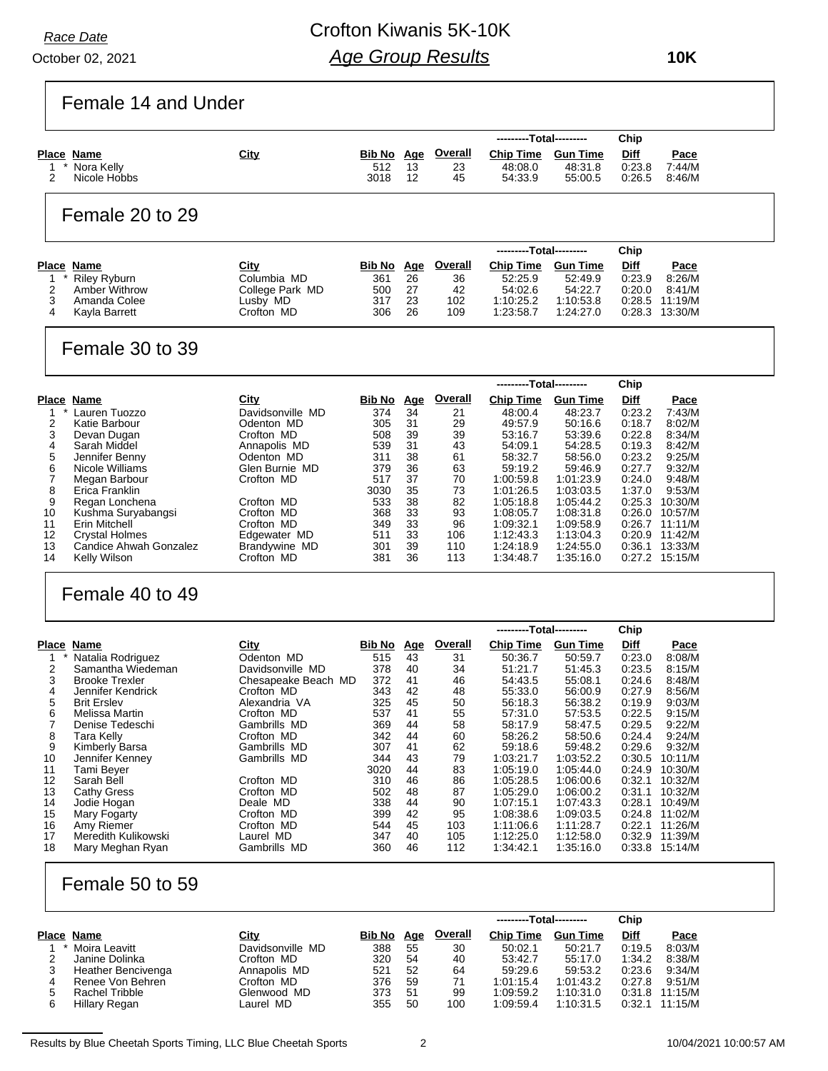*Race Date*

October 02, 2021

# Crofton Kiwanis 5K-10K

## *Age Group Results*

**10K**

### Female 14 and Under

| Place | Name | City | Bib No | Age | Overall | Chip Time | Gun Time | Chip Diff | Pace |
|---|---|---|---|---|---|---|---|---|---|
| 1 * | Nora Kelly | | 512 | 13 | 23 | 48:08.0 | 48:31.8 | 0:23.8 | 7:44/M |
| 2 | Nicole Hobbs | | 3018 | 12 | 45 | 54:33.9 | 55:00.5 | 0:26.5 | 8:46/M |

### Female 20 to 29

| Place | Name | City | Bib No | Age | Overall | Chip Time | Gun Time | Chip Diff | Pace |
|---|---|---|---|---|---|---|---|---|---|
| 1 * | Riley Ryburn | Columbia MD | 361 | 26 | 36 | 52:25.9 | 52:49.9 | 0:23.9 | 8:26/M |
| 2 | Amber Withrow | College Park MD | 500 | 27 | 42 | 54:02.6 | 54:22.7 | 0:20.0 | 8:41/M |
| 3 | Amanda Colee | Lusby MD | 317 | 23 | 102 | 1:10:25.2 | 1:10:53.8 | 0:28.5 | 11:19/M |
| 4 | Kayla Barrett | Crofton MD | 306 | 26 | 109 | 1:23:58.7 | 1:24:27.0 | 0:28.3 | 13:30/M |

### Female 30 to 39

| Place | Name | City | Bib No | Age | Overall | Chip Time | Gun Time | Chip Diff | Pace |
|---|---|---|---|---|---|---|---|---|---|
| 1 * | Lauren Tuozzo | Davidsonville MD | 374 | 34 | 21 | 48:00.4 | 48:23.7 | 0:23.2 | 7:43/M |
| 2 | Katie Barbour | Odenton MD | 305 | 31 | 29 | 49:57.9 | 50:16.6 | 0:18.7 | 8:02/M |
| 3 | Devan Dugan | Crofton MD | 508 | 39 | 39 | 53:16.7 | 53:39.6 | 0:22.8 | 8:34/M |
| 4 | Sarah Middel | Annapolis MD | 539 | 31 | 43 | 54:09.1 | 54:28.5 | 0:19.3 | 8:42/M |
| 5 | Jennifer Benny | Odenton MD | 311 | 38 | 61 | 58:32.7 | 58:56.0 | 0:23.2 | 9:25/M |
| 6 | Nicole Williams | Glen Burnie MD | 379 | 36 | 63 | 59:19.2 | 59:46.9 | 0:27.7 | 9:32/M |
| 7 | Megan Barbour | Crofton MD | 517 | 37 | 70 | 1:00:59.8 | 1:01:23.9 | 0:24.0 | 9:48/M |
| 8 | Erica Franklin | | 3030 | 35 | 73 | 1:01:26.5 | 1:03:03.5 | 1:37.0 | 9:53/M |
| 9 | Regan Lonchena | Crofton MD | 533 | 38 | 82 | 1:05:18.8 | 1:05:44.2 | 0:25.3 | 10:30/M |
| 10 | Kushma Suryabangsi | Crofton MD | 368 | 33 | 93 | 1:08:05.7 | 1:08:31.8 | 0:26.0 | 10:57/M |
| 11 | Erin Mitchell | Crofton MD | 349 | 33 | 96 | 1:09:32.1 | 1:09:58.9 | 0:26.7 | 11:11/M |
| 12 | Crystal Holmes | Edgewater MD | 511 | 33 | 106 | 1:12:43.3 | 1:13:04.3 | 0:20.9 | 11:42/M |
| 13 | Candice Ahwah Gonzalez | Brandywine MD | 301 | 39 | 110 | 1:24:18.9 | 1:24:55.0 | 0:36.1 | 13:33/M |
| 14 | Kelly Wilson | Crofton MD | 381 | 36 | 113 | 1:34:48.7 | 1:35:16.0 | 0:27.2 | 15:15/M |

### Female 40 to 49

| Place | Name | City | Bib No | Age | Overall | Chip Time | Gun Time | Chip Diff | Pace |
|---|---|---|---|---|---|---|---|---|---|
| 1 * | Natalia Rodriguez | Odenton MD | 515 | 43 | 31 | 50:36.7 | 50:59.7 | 0:23.0 | 8:08/M |
| 2 | Samantha Wiedeman | Davidsonville MD | 378 | 40 | 34 | 51:21.7 | 51:45.3 | 0:23.5 | 8:15/M |
| 3 | Brooke Trexler | Chesapeake Beach MD | 372 | 41 | 46 | 54:43.5 | 55:08.1 | 0:24.6 | 8:48/M |
| 4 | Jennifer Kendrick | Crofton MD | 343 | 42 | 48 | 55:33.0 | 56:00.9 | 0:27.9 | 8:56/M |
| 5 | Brit Erslev | Alexandria VA | 325 | 45 | 50 | 56:18.3 | 56:38.2 | 0:19.9 | 9:03/M |
| 6 | Melissa Martin | Crofton MD | 537 | 41 | 55 | 57:31.0 | 57:53.5 | 0:22.5 | 9:15/M |
| 7 | Denise Tedeschi | Gambrills MD | 369 | 44 | 58 | 58:17.9 | 58:47.5 | 0:29.5 | 9:22/M |
| 8 | Tara Kelly | Crofton MD | 342 | 44 | 60 | 58:26.2 | 58:50.6 | 0:24.4 | 9:24/M |
| 9 | Kimberly Barsa | Gambrills MD | 307 | 41 | 62 | 59:18.6 | 59:48.2 | 0:29.6 | 9:32/M |
| 10 | Jennifer Kenney | Gambrills MD | 344 | 43 | 79 | 1:03:21.7 | 1:03:52.2 | 0:30.5 | 10:11/M |
| 11 | Tami Beyer | | 3020 | 44 | 83 | 1:05:19.0 | 1:05:44.0 | 0:24.9 | 10:30/M |
| 12 | Sarah Bell | Crofton MD | 310 | 46 | 86 | 1:05:28.5 | 1:06:00.6 | 0:32.1 | 10:32/M |
| 13 | Cathy Gress | Crofton MD | 502 | 48 | 87 | 1:05:29.0 | 1:06:00.2 | 0:31.1 | 10:32/M |
| 14 | Jodie Hogan | Deale MD | 338 | 44 | 90 | 1:07:15.1 | 1:07:43.3 | 0:28.1 | 10:49/M |
| 15 | Mary Fogarty | Crofton MD | 399 | 42 | 95 | 1:08:38.6 | 1:09:03.5 | 0:24.8 | 11:02/M |
| 16 | Amy Riemer | Crofton MD | 544 | 45 | 103 | 1:11:06.6 | 1:11:28.7 | 0:22.1 | 11:26/M |
| 17 | Meredith Kulikowski | Laurel MD | 347 | 40 | 105 | 1:12:25.0 | 1:12:58.0 | 0:32.9 | 11:39/M |
| 18 | Mary Meghan Ryan | Gambrills MD | 360 | 46 | 112 | 1:34:42.1 | 1:35:16.0 | 0:33.8 | 15:14/M |

### Female 50 to 59

| Place | Name | City | Bib No | Age | Overall | Chip Time | Gun Time | Chip Diff | Pace |
|---|---|---|---|---|---|---|---|---|---|
| 1 * | Moira Leavitt | Davidsonville MD | 388 | 55 | 30 | 50:02.1 | 50:21.7 | 0:19.5 | 8:03/M |
| 2 | Janine Dolinka | Crofton MD | 320 | 54 | 40 | 53:42.7 | 55:17.0 | 1:34.2 | 8:38/M |
| 3 | Heather Bencivenga | Annapolis MD | 521 | 52 | 64 | 59:29.6 | 59:53.2 | 0:23.6 | 9:34/M |
| 4 | Renee Von Behren | Crofton MD | 376 | 59 | 71 | 1:01:15.4 | 1:01:43.2 | 0:27.8 | 9:51/M |
| 5 | Rachel Tribble | Glenwood MD | 373 | 51 | 99 | 1:09:59.2 | 1:10:31.0 | 0:31.8 | 11:15/M |
| 6 | Hillary Regan | Laurel MD | 355 | 50 | 100 | 1:09:59.4 | 1:10:31.5 | 0:32.1 | 11:15/M |

Results by Blue Cheetah Sports Timing, LLC Blue Cheetah Sports — 10/04/2021 10:00:57 AM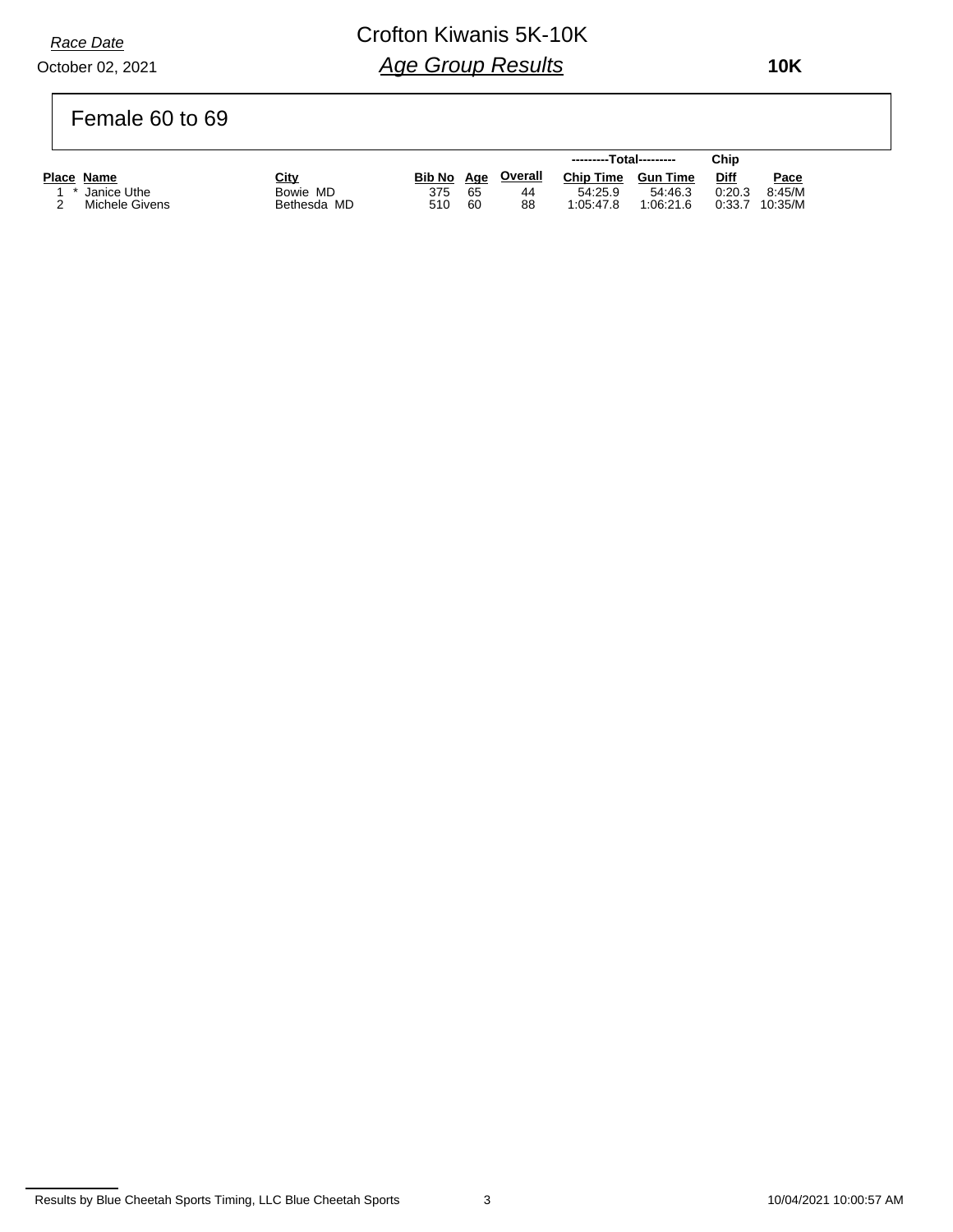*Race Date*

October 02, 2021

# Crofton Kiwanis 5K-10K

## *Age Group Results*

**10K**

### Female 60 to 69

| | | | | | | ---------Total--------- | | Chip | |
|---|---|---|---|---|---|---|---|---|---|
| **Place** | **Name** | **City** | **Bib No** | **Age** | **Overall** | **Chip Time** | **Gun Time** | **Diff** | **Pace** |
| 1 * | Janice Uthe | Bowie MD | 375 | 65 | 44 | 54:25.9 | 54:46.3 | 0:20.3 | 8:45/M |
| 2 | Michele Givens | Bethesda MD | 510 | 60 | 88 | 1:05:47.8 | 1:06:21.6 | 0:33.7 | 10:35/M |

Results by Blue Cheetah Sports Timing, LLC Blue Cheetah Sports

10/04/2021 10:00:57 AM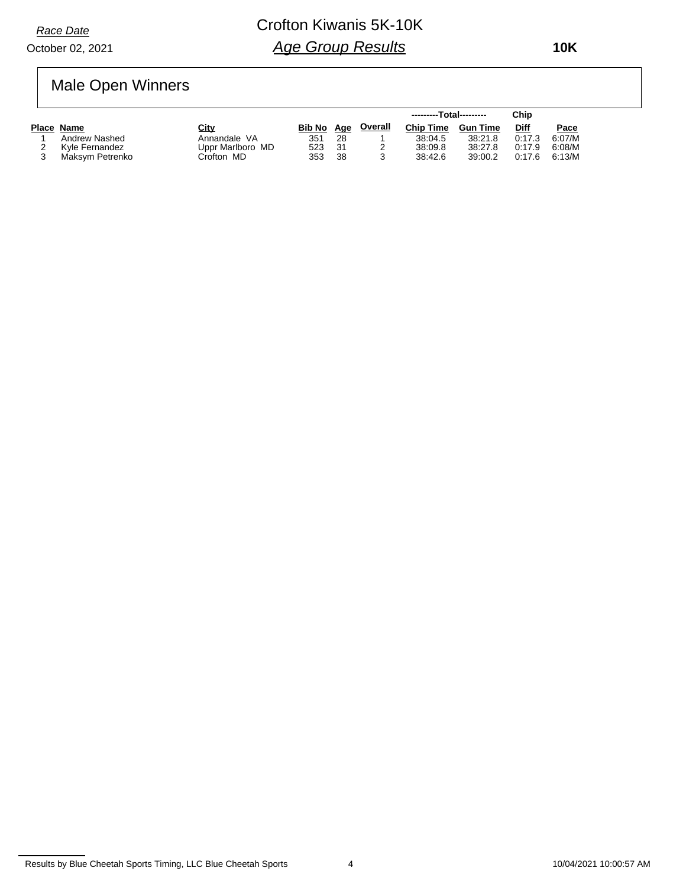Race Date

October 02, 2021

# Crofton Kiwanis 5K-10K

## Age Group Results

**10K**

## Male Open Winners

| | | | | | | ---------Total--------- | | Chip | |
|---|---|---|---|---|---|---|---|---|---|
| Place | Name | City | Bib No | Age | Overall | Chip Time | Gun Time | Diff | Pace |
| 1 | Andrew Nashed | Annandale VA | 351 | 28 | 1 | 38:04.5 | 38:21.8 | 0:17.3 | 6:07/M |
| 2 | Kyle Fernandez | Uppr Marlboro MD | 523 | 31 | 2 | 38:09.8 | 38:27.8 | 0:17.9 | 6:08/M |
| 3 | Maksym Petrenko | Crofton MD | 353 | 38 | 3 | 38:42.6 | 39:00.2 | 0:17.6 | 6:13/M |

Results by Blue Cheetah Sports Timing, LLC Blue Cheetah Sports 10/04/2021 10:00:57 AM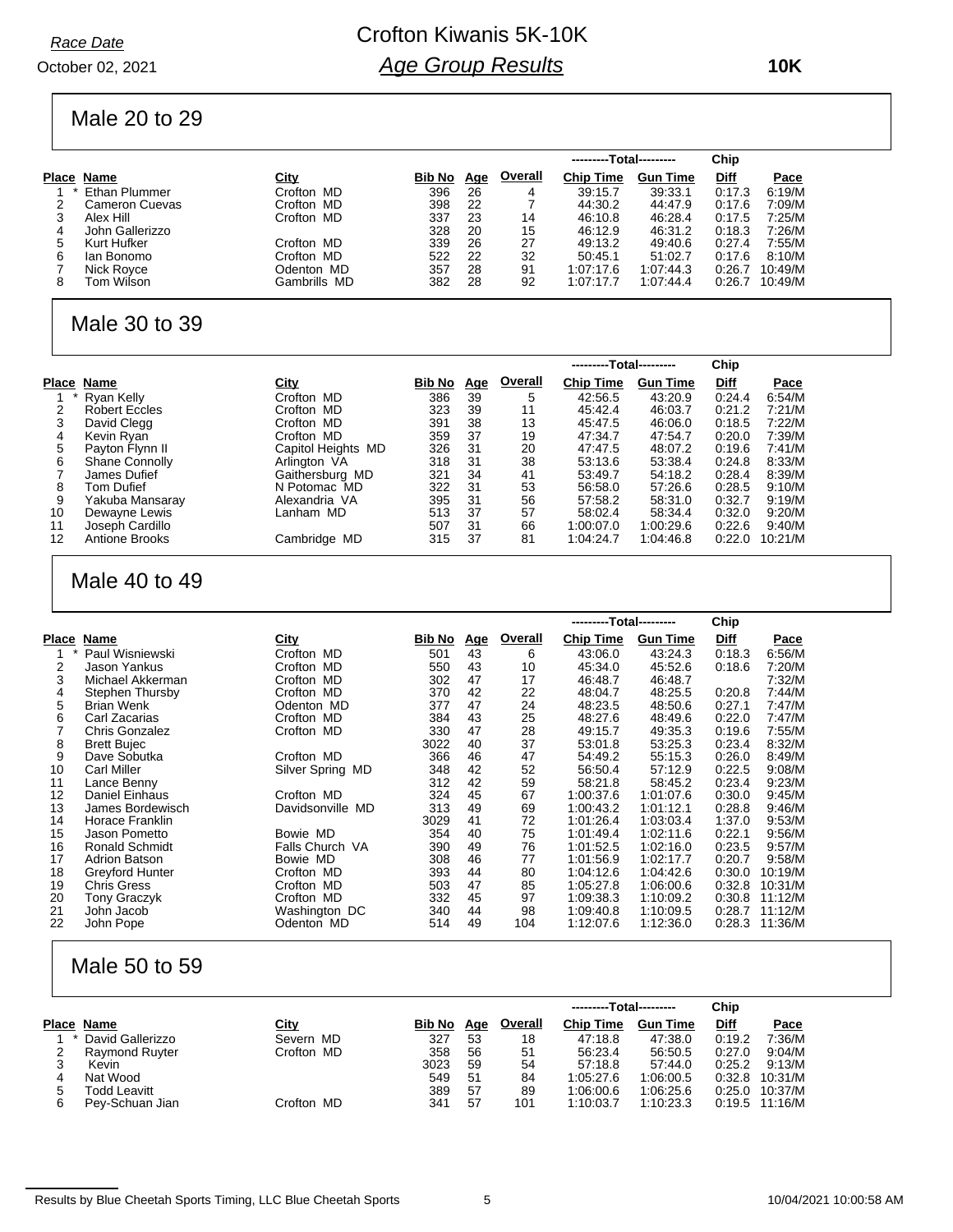Race Date

October 02, 2021

# Crofton Kiwanis 5K-10K

## *Age Group Results*

**10K**

## Male 20 to 29

| | | | | | | ---------Total--------- | | Chip | |
|---|---|---|---|---|---|---|---|---|---|
| Place | Name | City | Bib No | Age | Overall | Chip Time | Gun Time | Diff | Pace |
| 1 * | Ethan Plummer | Crofton MD | 396 | 26 | 4 | 39:15.7 | 39:33.1 | 0:17.3 | 6:19/M |
| 2 | Cameron Cuevas | Crofton MD | 398 | 22 | 7 | 44:30.2 | 44:47.9 | 0:17.6 | 7:09/M |
| 3 | Alex Hill | Crofton MD | 337 | 23 | 14 | 46:10.8 | 46:28.4 | 0:17.5 | 7:25/M |
| 4 | John Gallerizzo | | 328 | 20 | 15 | 46:12.9 | 46:31.2 | 0:18.3 | 7:26/M |
| 5 | Kurt Hufker | Crofton MD | 339 | 26 | 27 | 49:13.2 | 49:40.6 | 0:27.4 | 7:55/M |
| 6 | Ian Bonomo | Crofton MD | 522 | 22 | 32 | 50:45.1 | 51:02.7 | 0:17.6 | 8:10/M |
| 7 | Nick Royce | Odenton MD | 357 | 28 | 91 | 1:07:17.6 | 1:07:44.3 | 0:26.7 | 10:49/M |
| 8 | Tom Wilson | Gambrills MD | 382 | 28 | 92 | 1:07:17.7 | 1:07:44.4 | 0:26.7 | 10:49/M |

## Male 30 to 39

| | | | | | | ---------Total--------- | | Chip | |
|---|---|---|---|---|---|---|---|---|---|
| Place | Name | City | Bib No | Age | Overall | Chip Time | Gun Time | Diff | Pace |
| 1 * | Ryan Kelly | Crofton MD | 386 | 39 | 5 | 42:56.5 | 43:20.9 | 0:24.4 | 6:54/M |
| 2 | Robert Eccles | Crofton MD | 323 | 39 | 11 | 45:42.4 | 46:03.7 | 0:21.2 | 7:21/M |
| 3 | David Clegg | Crofton MD | 391 | 38 | 13 | 45:47.5 | 46:06.0 | 0:18.5 | 7:22/M |
| 4 | Kevin Ryan | Crofton MD | 359 | 37 | 19 | 47:34.7 | 47:54.7 | 0:20.0 | 7:39/M |
| 5 | Payton Flynn II | Capitol Heights MD | 326 | 31 | 20 | 47:47.5 | 48:07.2 | 0:19.6 | 7:41/M |
| 6 | Shane Connolly | Arlington VA | 318 | 31 | 38 | 53:13.6 | 53:38.4 | 0:24.8 | 8:33/M |
| 7 | James Dufief | Gaithersburg MD | 321 | 34 | 41 | 53:49.7 | 54:18.2 | 0:28.4 | 8:39/M |
| 8 | Tom Dufief | N Potomac MD | 322 | 31 | 53 | 56:58.0 | 57:26.6 | 0:28.5 | 9:10/M |
| 9 | Yakuba Mansaray | Alexandria VA | 395 | 31 | 56 | 57:58.2 | 58:31.0 | 0:32.7 | 9:19/M |
| 10 | Dewayne Lewis | Lanham MD | 513 | 37 | 57 | 58:02.4 | 58:34.4 | 0:32.0 | 9:20/M |
| 11 | Joseph Cardillo | | 507 | 31 | 66 | 1:00:07.0 | 1:00:29.6 | 0:22.6 | 9:40/M |
| 12 | Antione Brooks | Cambridge MD | 315 | 37 | 81 | 1:04:24.7 | 1:04:46.8 | 0:22.0 | 10:21/M |

## Male 40 to 49

| | | | | | | ---------Total--------- | | Chip | |
|---|---|---|---|---|---|---|---|---|---|
| Place | Name | City | Bib No | Age | Overall | Chip Time | Gun Time | Diff | Pace |
| 1 * | Paul Wisniewski | Crofton MD | 501 | 43 | 6 | 43:06.0 | 43:24.3 | 0:18.3 | 6:56/M |
| 2 | Jason Yankus | Crofton MD | 550 | 43 | 10 | 45:34.0 | 45:52.6 | 0:18.6 | 7:20/M |
| 3 | Michael Akkerman | Crofton MD | 302 | 47 | 17 | 46:48.7 | 46:48.7 | | 7:32/M |
| 4 | Stephen Thursby | Crofton MD | 370 | 42 | 22 | 48:04.7 | 48:25.5 | 0:20.8 | 7:44/M |
| 5 | Brian Wenk | Odenton MD | 377 | 47 | 24 | 48:23.5 | 48:50.6 | 0:27.1 | 7:47/M |
| 6 | Carl Zacarias | Crofton MD | 384 | 43 | 25 | 48:27.6 | 48:49.6 | 0:22.0 | 7:47/M |
| 7 | Chris Gonzalez | Crofton MD | 330 | 47 | 28 | 49:15.7 | 49:35.3 | 0:19.6 | 7:55/M |
| 8 | Brett Bujec | | 3022 | 40 | 37 | 53:01.8 | 53:25.3 | 0:23.4 | 8:32/M |
| 9 | Dave Sobutka | Crofton MD | 366 | 46 | 47 | 54:49.2 | 55:15.3 | 0:26.0 | 8:49/M |
| 10 | Carl Miller | Silver Spring MD | 348 | 42 | 52 | 56:50.4 | 57:12.9 | 0:22.5 | 9:08/M |
| 11 | Lance Benny | | 312 | 42 | 59 | 58:21.8 | 58:45.2 | 0:23.4 | 9:23/M |
| 12 | Daniel Einhaus | Crofton MD | 324 | 45 | 67 | 1:00:37.6 | 1:01:07.6 | 0:30.0 | 9:45/M |
| 13 | James Bordewisch | Davidsonville MD | 313 | 49 | 69 | 1:00:43.2 | 1:01:12.1 | 0:28.8 | 9:46/M |
| 14 | Horace Franklin | | 3029 | 41 | 72 | 1:01:26.4 | 1:03:03.4 | 1:37.0 | 9:53/M |
| 15 | Jason Pometto | Bowie MD | 354 | 40 | 75 | 1:01:49.4 | 1:02:11.6 | 0:22.1 | 9:56/M |
| 16 | Ronald Schmidt | Falls Church VA | 390 | 49 | 76 | 1:01:52.5 | 1:02:16.0 | 0:23.5 | 9:57/M |
| 17 | Adrion Batson | Bowie MD | 308 | 46 | 77 | 1:01:56.9 | 1:02:17.7 | 0:20.7 | 9:58/M |
| 18 | Greyford Hunter | Crofton MD | 393 | 44 | 80 | 1:04:12.6 | 1:04:42.6 | 0:30.0 | 10:19/M |
| 19 | Chris Gress | Crofton MD | 503 | 47 | 85 | 1:05:27.8 | 1:06:00.6 | 0:32.8 | 10:31/M |
| 20 | Tony Graczyk | Crofton MD | 332 | 45 | 97 | 1:09:38.3 | 1:10:09.2 | 0:30.8 | 11:12/M |
| 21 | John Jacob | Washington DC | 340 | 44 | 98 | 1:09:40.8 | 1:10:09.5 | 0:28.7 | 11:12/M |
| 22 | John Pope | Odenton MD | 514 | 49 | 104 | 1:12:07.6 | 1:12:36.0 | 0:28.3 | 11:36/M |

## Male 50 to 59

| | | | | | | ---------Total--------- | | Chip | |
|---|---|---|---|---|---|---|---|---|---|
| Place | Name | City | Bib No | Age | Overall | Chip Time | Gun Time | Diff | Pace |
| 1 * | David Gallerizzo | Severn MD | 327 | 53 | 18 | 47:18.8 | 47:38.0 | 0:19.2 | 7:36/M |
| 2 | Raymond Ruyter | Crofton MD | 358 | 56 | 51 | 56:23.4 | 56:50.5 | 0:27.0 | 9:04/M |
| 3 | Kevin | | 3023 | 59 | 54 | 57:18.8 | 57:44.0 | 0:25.2 | 9:13/M |
| 4 | Nat Wood | | 549 | 51 | 84 | 1:05:27.6 | 1:06:00.5 | 0:32.8 | 10:31/M |
| 5 | Todd Leavitt | | 389 | 57 | 89 | 1:06:00.6 | 1:06:25.6 | 0:25.0 | 10:37/M |
| 6 | Pey-Schuan Jian | Crofton MD | 341 | 57 | 101 | 1:10:03.7 | 1:10:23.3 | 0:19.5 | 11:16/M |

Results by Blue Cheetah Sports Timing, LLC Blue Cheetah Sports — 10/04/2021 10:00:58 AM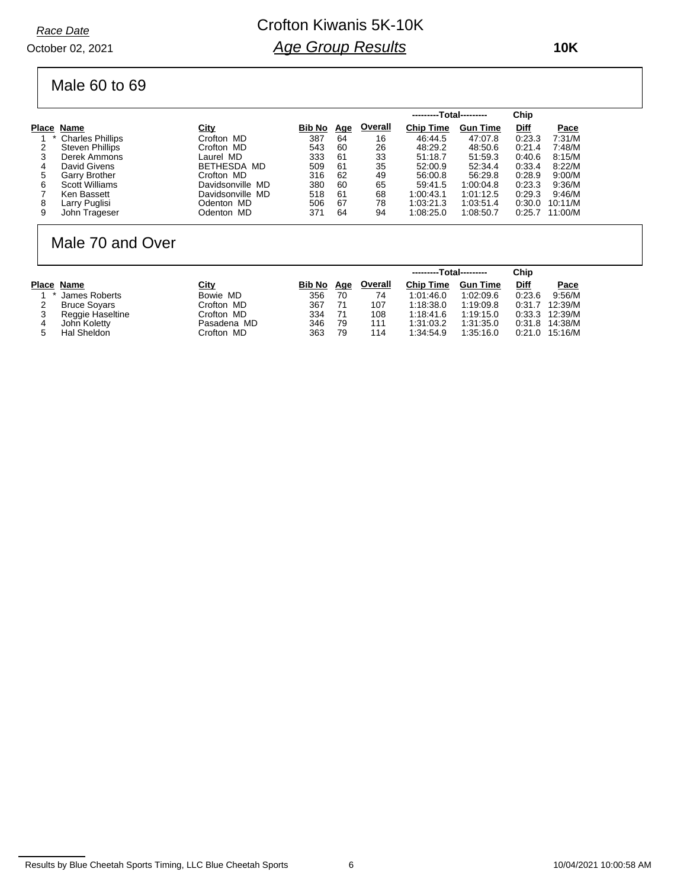*Race Date*

October 02, 2021

# Crofton Kiwanis 5K-10K

## *Age Group Results*

**10K**

### Male 60 to 69

| Place | Name | City | Bib No | Age | Overall | ---------Total--------- Chip Time | Gun Time | Chip Diff | Pace |
|---|---|---|---|---|---|---|---|---|---|
| 1 * | Charles Phillips | Crofton MD | 387 | 64 | 16 | 46:44.5 | 47:07.8 | 0:23.3 | 7:31/M |
| 2 | Steven Phillips | Crofton MD | 543 | 60 | 26 | 48:29.2 | 48:50.6 | 0:21.4 | 7:48/M |
| 3 | Derek Ammons | Laurel MD | 333 | 61 | 33 | 51:18.7 | 51:59.3 | 0:40.6 | 8:15/M |
| 4 | David Givens | BETHESDA MD | 509 | 61 | 35 | 52:00.9 | 52:34.4 | 0:33.4 | 8:22/M |
| 5 | Garry Brother | Crofton MD | 316 | 62 | 49 | 56:00.8 | 56:29.8 | 0:28.9 | 9:00/M |
| 6 | Scott Williams | Davidsonville MD | 380 | 60 | 65 | 59:41.5 | 1:00:04.8 | 0:23.3 | 9:36/M |
| 7 | Ken Bassett | Davidsonville MD | 518 | 61 | 68 | 1:00:43.1 | 1:01:12.5 | 0:29.3 | 9:46/M |
| 8 | Larry Puglisi | Odenton MD | 506 | 67 | 78 | 1:03:21.3 | 1:03:51.4 | 0:30.0 | 10:11/M |
| 9 | John Trageser | Odenton MD | 371 | 64 | 94 | 1:08:25.0 | 1:08:50.7 | 0:25.7 | 11:00/M |

### Male 70 and Over

| Place | Name | City | Bib No | Age | Overall | ---------Total--------- Chip Time | Gun Time | Chip Diff | Pace |
|---|---|---|---|---|---|---|---|---|---|
| 1 * | James Roberts | Bowie MD | 356 | 70 | 74 | 1:01:46.0 | 1:02:09.6 | 0:23.6 | 9:56/M |
| 2 | Bruce Soyars | Crofton MD | 367 | 71 | 107 | 1:18:38.0 | 1:19:09.8 | 0:31.7 | 12:39/M |
| 3 | Reggie Haseltine | Crofton MD | 334 | 71 | 108 | 1:18:41.6 | 1:19:15.0 | 0:33.3 | 12:39/M |
| 4 | John Koletty | Pasadena MD | 346 | 79 | 111 | 1:31:03.2 | 1:31:35.0 | 0:31.8 | 14:38/M |
| 5 | Hal Sheldon | Crofton MD | 363 | 79 | 114 | 1:34:54.9 | 1:35:16.0 | 0:21.0 | 15:16/M |

Results by Blue Cheetah Sports Timing, LLC Blue Cheetah Sports    10/04/2021 10:00:58 AM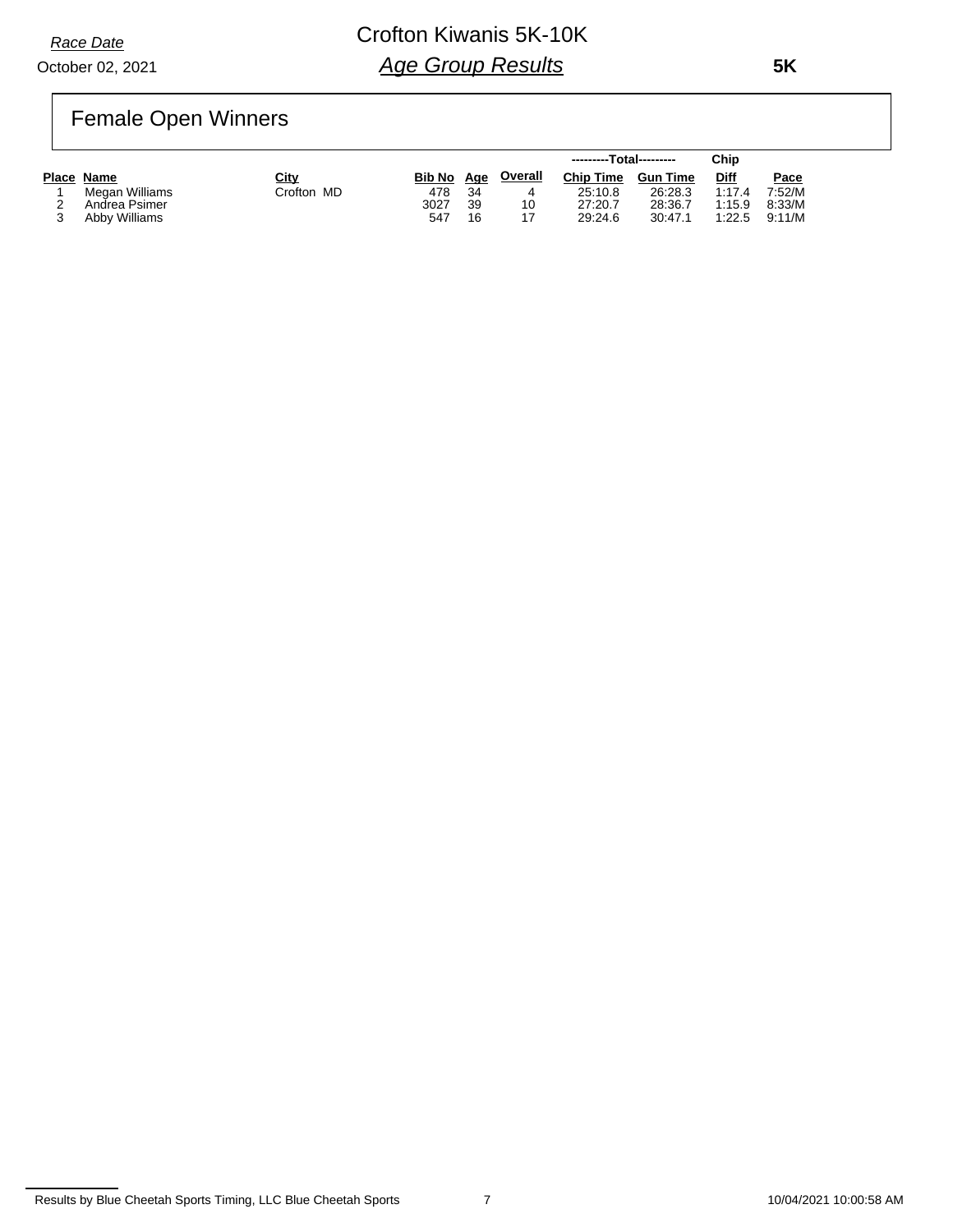*Race Date*

October 02, 2021

Crofton Kiwanis 5K-10K

***Age Group Results***

**5K**

## Female Open Winners

| | | | | | | ---------Total--------- | | Chip | |
|---|---|---|---|---|---|---|---|---|---|
| **Place** | **Name** | **City** | **Bib No** | **Age** | **Overall** | **Chip Time** | **Gun Time** | **Diff** | **Pace** |
| 1 | Megan Williams | Crofton MD | 478 | 34 | 4 | 25:10.8 | 26:28.3 | 1:17.4 | 7:52/M |
| 2 | Andrea Psimer | | 3027 | 39 | 10 | 27:20.7 | 28:36.7 | 1:15.9 | 8:33/M |
| 3 | Abby Williams | | 547 | 16 | 17 | 29:24.6 | 30:47.1 | 1:22.5 | 9:11/M |

Results by Blue Cheetah Sports Timing, LLC Blue Cheetah Sports

10/04/2021 10:00:58 AM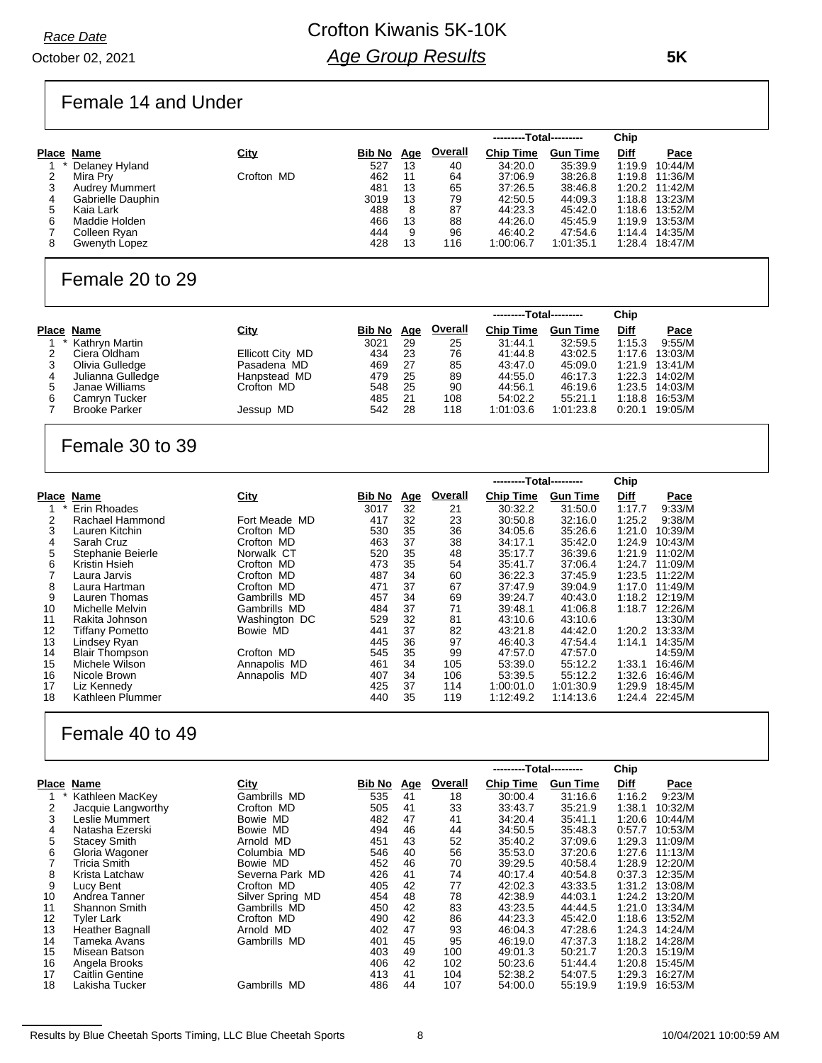*Race Date*

October 02, 2021

# Crofton Kiwanis 5K-10K

## *Age Group Results*

**5K**

### Female 14 and Under

| Place | Name | City | Bib No | Age | Overall | Total Chip Time | Total Gun Time | Chip Diff | Pace |
|---|---|---|---|---|---|---|---|---|---|
| 1 * | Delaney Hyland | | 527 | 13 | 40 | 34:20.0 | 35:39.9 | 1:19.9 | 10:44/M |
| 2 | Mira Pry | Crofton MD | 462 | 11 | 64 | 37:06.9 | 38:26.8 | 1:19.8 | 11:36/M |
| 3 | Audrey Mummert | | 481 | 13 | 65 | 37:26.5 | 38:46.8 | 1:20.2 | 11:42/M |
| 4 | Gabrielle Dauphin | | 3019 | 13 | 79 | 42:50.5 | 44:09.3 | 1:18.8 | 13:23/M |
| 5 | Kaia Lark | | 488 | 8 | 87 | 44:23.3 | 45:42.0 | 1:18.6 | 13:52/M |
| 6 | Maddie Holden | | 466 | 13 | 88 | 44:26.0 | 45:45.9 | 1:19.9 | 13:53/M |
| 7 | Colleen Ryan | | 444 | 9 | 96 | 46:40.2 | 47:54.6 | 1:14.4 | 14:35/M |
| 8 | Gwenyth Lopez | | 428 | 13 | 116 | 1:00:06.7 | 1:01:35.1 | 1:28.4 | 18:47/M |

### Female 20 to 29

| Place | Name | City | Bib No | Age | Overall | Total Chip Time | Total Gun Time | Chip Diff | Pace |
|---|---|---|---|---|---|---|---|---|---|
| 1 * | Kathryn Martin | | 3021 | 29 | 25 | 31:44.1 | 32:59.5 | 1:15.3 | 9:55/M |
| 2 | Ciera Oldham | Ellicott City MD | 434 | 23 | 76 | 41:44.8 | 43:02.5 | 1:17.6 | 13:03/M |
| 3 | Olivia Gulledge | Pasadena MD | 469 | 27 | 85 | 43:47.0 | 45:09.0 | 1:21.9 | 13:41/M |
| 4 | Julianna Gulledge | Hanpstead MD | 479 | 25 | 89 | 44:55.0 | 46:17.3 | 1:22.3 | 14:02/M |
| 5 | Janae Williams | Crofton MD | 548 | 25 | 90 | 44:56.1 | 46:19.6 | 1:23.5 | 14:03/M |
| 6 | Camryn Tucker | | 485 | 21 | 108 | 54:02.2 | 55:21.1 | 1:18.8 | 16:53/M |
| 7 | Brooke Parker | Jessup MD | 542 | 28 | 118 | 1:01:03.6 | 1:01:23.8 | 0:20.1 | 19:05/M |

### Female 30 to 39

| Place | Name | City | Bib No | Age | Overall | Total Chip Time | Total Gun Time | Chip Diff | Pace |
|---|---|---|---|---|---|---|---|---|---|
| 1 * | Erin Rhoades | | 3017 | 32 | 21 | 30:32.2 | 31:50.0 | 1:17.7 | 9:33/M |
| 2 | Rachael Hammond | Fort Meade MD | 417 | 32 | 23 | 30:50.8 | 32:16.0 | 1:25.2 | 9:38/M |
| 3 | Lauren Kitchin | Crofton MD | 530 | 35 | 36 | 34:05.6 | 35:26.6 | 1:21.0 | 10:39/M |
| 4 | Sarah Cruz | Crofton MD | 463 | 37 | 38 | 34:17.1 | 35:42.0 | 1:24.9 | 10:43/M |
| 5 | Stephanie Beierle | Norwalk CT | 520 | 35 | 48 | 35:17.7 | 36:39.6 | 1:21.9 | 11:02/M |
| 6 | Kristin Hsieh | Crofton MD | 473 | 35 | 54 | 35:41.7 | 37:06.4 | 1:24.7 | 11:09/M |
| 7 | Laura Jarvis | Crofton MD | 487 | 34 | 60 | 36:22.3 | 37:45.9 | 1:23.5 | 11:22/M |
| 8 | Laura Hartman | Crofton MD | 471 | 37 | 67 | 37:47.9 | 39:04.9 | 1:17.0 | 11:49/M |
| 9 | Lauren Thomas | Gambrills MD | 457 | 34 | 69 | 39:24.7 | 40:43.0 | 1:18.2 | 12:19/M |
| 10 | Michelle Melvin | Gambrills MD | 484 | 37 | 71 | 39:48.1 | 41:06.8 | 1:18.7 | 12:26/M |
| 11 | Rakita Johnson | Washington DC | 529 | 32 | 81 | 43:10.6 | 43:10.6 | | 13:30/M |
| 12 | Tiffany Pometto | Bowie MD | 441 | 37 | 82 | 43:21.8 | 44:42.0 | 1:20.2 | 13:33/M |
| 13 | Lindsey Ryan | | 445 | 36 | 97 | 46:40.3 | 47:54.4 | 1:14.1 | 14:35/M |
| 14 | Blair Thompson | Crofton MD | 545 | 35 | 99 | 47:57.0 | 47:57.0 | | 14:59/M |
| 15 | Michele Wilson | Annapolis MD | 461 | 34 | 105 | 53:39.0 | 55:12.2 | 1:33.1 | 16:46/M |
| 16 | Nicole Brown | Annapolis MD | 407 | 34 | 106 | 53:39.5 | 55:12.2 | 1:32.6 | 16:46/M |
| 17 | Liz Kennedy | | 425 | 37 | 114 | 1:00:01.0 | 1:01:30.9 | 1:29.9 | 18:45/M |
| 18 | Kathleen Plummer | | 440 | 35 | 119 | 1:12:49.2 | 1:14:13.6 | 1:24.4 | 22:45/M |

### Female 40 to 49

| Place | Name | City | Bib No | Age | Overall | Total Chip Time | Total Gun Time | Chip Diff | Pace |
|---|---|---|---|---|---|---|---|---|---|
| 1 * | Kathleen MacKey | Gambrills MD | 535 | 41 | 18 | 30:00.4 | 31:16.6 | 1:16.2 | 9:23/M |
| 2 | Jacquie Langworthy | Crofton MD | 505 | 41 | 33 | 33:43.7 | 35:21.9 | 1:38.1 | 10:32/M |
| 3 | Leslie Mummert | Bowie MD | 482 | 47 | 41 | 34:20.4 | 35:41.1 | 1:20.6 | 10:44/M |
| 4 | Natasha Ezerski | Bowie MD | 494 | 46 | 44 | 34:50.5 | 35:48.3 | 0:57.7 | 10:53/M |
| 5 | Stacey Smith | Arnold MD | 451 | 43 | 52 | 35:40.2 | 37:09.6 | 1:29.3 | 11:09/M |
| 6 | Gloria Wagoner | Columbia MD | 546 | 40 | 56 | 35:53.0 | 37:20.6 | 1:27.6 | 11:13/M |
| 7 | Tricia Smith | Bowie MD | 452 | 46 | 70 | 39:29.5 | 40:58.4 | 1:28.9 | 12:20/M |
| 8 | Krista Latchaw | Severna Park MD | 426 | 41 | 74 | 40:17.4 | 40:54.8 | 0:37.3 | 12:35/M |
| 9 | Lucy Bent | Crofton MD | 405 | 42 | 77 | 42:02.3 | 43:33.5 | 1:31.2 | 13:08/M |
| 10 | Andrea Tanner | Silver Spring MD | 454 | 48 | 78 | 42:38.9 | 44:03.1 | 1:24.2 | 13:20/M |
| 11 | Shannon Smith | Gambrills MD | 450 | 42 | 83 | 43:23.5 | 44:44.5 | 1:21.0 | 13:34/M |
| 12 | Tyler Lark | Crofton MD | 490 | 42 | 86 | 44:23.3 | 45:42.0 | 1:18.6 | 13:52/M |
| 13 | Heather Bagnall | Arnold MD | 402 | 47 | 93 | 46:04.3 | 47:28.6 | 1:24.3 | 14:24/M |
| 14 | Tameka Avans | Gambrills MD | 401 | 45 | 95 | 46:19.0 | 47:37.3 | 1:18.2 | 14:28/M |
| 15 | Misean Batson | | 403 | 49 | 100 | 49:01.3 | 50:21.7 | 1:20.3 | 15:19/M |
| 16 | Angela Brooks | | 406 | 42 | 102 | 50:23.6 | 51:44.4 | 1:20.8 | 15:45/M |
| 17 | Caitlin Gentine | | 413 | 41 | 104 | 52:38.2 | 54:07.5 | 1:29.3 | 16:27/M |
| 18 | Lakisha Tucker | Gambrills MD | 486 | 44 | 107 | 54:00.0 | 55:19.9 | 1:19.9 | 16:53/M |

Results by Blue Cheetah Sports Timing, LLC Blue Cheetah Sports — 10/04/2021 10:00:59 AM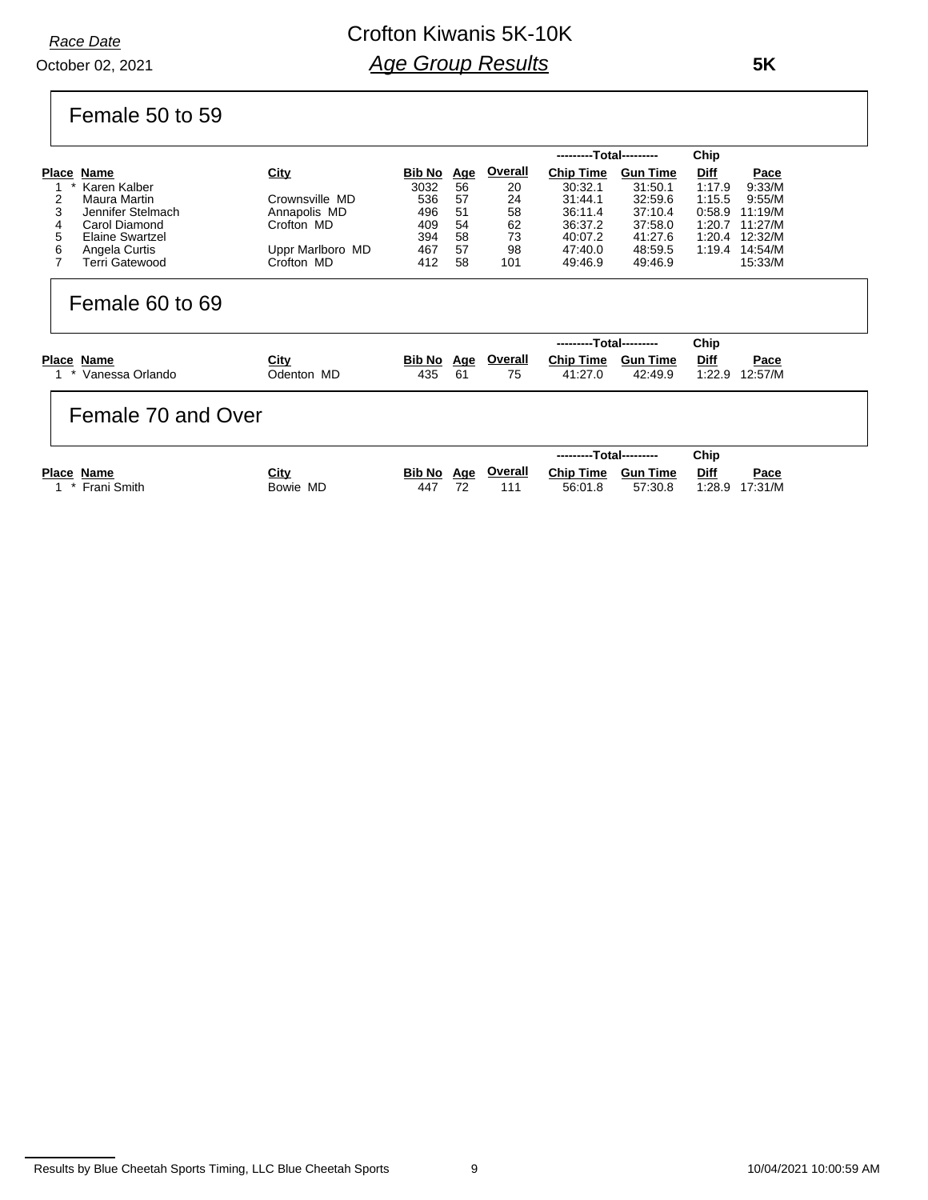*Race Date*

October 02, 2021

# Crofton Kiwanis 5K-10K

## *Age Group Results*

**5K**

### Female 50 to 59

| Place | Name | City | Bib No | Age | Overall | Chip Time | Gun Time | Chip Diff | Pace |
|---|---|---|---|---|---|---|---|---|---|
| | | | | | | ---------Total--------- | | | |
| 1 * | Karen Kalber | | 3032 | 56 | 20 | 30:32.1 | 31:50.1 | 1:17.9 | 9:33/M |
| 2 | Maura Martin | Crownsville MD | 536 | 57 | 24 | 31:44.1 | 32:59.6 | 1:15.5 | 9:55/M |
| 3 | Jennifer Stelmach | Annapolis MD | 496 | 51 | 58 | 36:11.4 | 37:10.4 | 0:58.9 | 11:19/M |
| 4 | Carol Diamond | Crofton MD | 409 | 54 | 62 | 36:37.2 | 37:58.0 | 1:20.7 | 11:27/M |
| 5 | Elaine Swartzel | | 394 | 58 | 73 | 40:07.2 | 41:27.6 | 1:20.4 | 12:32/M |
| 6 | Angela Curtis | Uppr Marlboro MD | 467 | 57 | 98 | 47:40.0 | 48:59.5 | 1:19.4 | 14:54/M |
| 7 | Terri Gatewood | Crofton MD | 412 | 58 | 101 | 49:46.9 | 49:46.9 | | 15:33/M |

### Female 60 to 69

| Place | Name | City | Bib No | Age | Overall | Chip Time | Gun Time | Chip Diff | Pace |
|---|---|---|---|---|---|---|---|---|---|
| | | | | | | ---------Total--------- | | | |
| 1 * | Vanessa Orlando | Odenton MD | 435 | 61 | 75 | 41:27.0 | 42:49.9 | 1:22.9 | 12:57/M |

### Female 70 and Over

| Place | Name | City | Bib No | Age | Overall | Chip Time | Gun Time | Chip Diff | Pace |
|---|---|---|---|---|---|---|---|---|---|
| | | | | | | ---------Total--------- | | | |
| 1 * | Frani Smith | Bowie MD | 447 | 72 | 111 | 56:01.8 | 57:30.8 | 1:28.9 | 17:31/M |

Results by Blue Cheetah Sports Timing, LLC Blue Cheetah Sports 10/04/2021 10:00:59 AM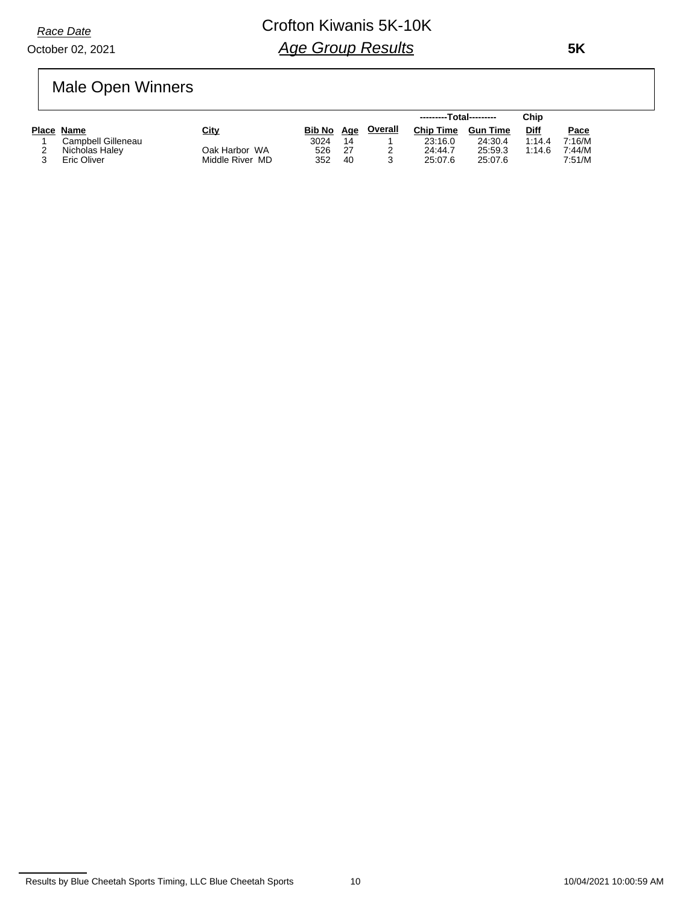*Race Date*

October 02, 2021

# Crofton Kiwanis 5K-10K

## *Age Group Results*

**5K**

## Male Open Winners

| | | | | | | ---------Total--------- | | Chip | |
|---|---|---|---|---|---|---|---|---|---|
| **Place** | **Name** | **City** | **Bib No** | **Age** | **Overall** | **Chip Time** | **Gun Time** | **Diff** | **Pace** |
| 1 | Campbell Gilleneau | | 3024 | 14 | 1 | 23:16.0 | 24:30.4 | 1:14.4 | 7:16/M |
| 2 | Nicholas Haley | Oak Harbor WA | 526 | 27 | 2 | 24:44.7 | 25:59.3 | 1:14.6 | 7:44/M |
| 3 | Eric Oliver | Middle River MD | 352 | 40 | 3 | 25:07.6 | 25:07.6 | | 7:51/M |

Results by Blue Cheetah Sports Timing, LLC Blue Cheetah Sports

10/04/2021 10:00:59 AM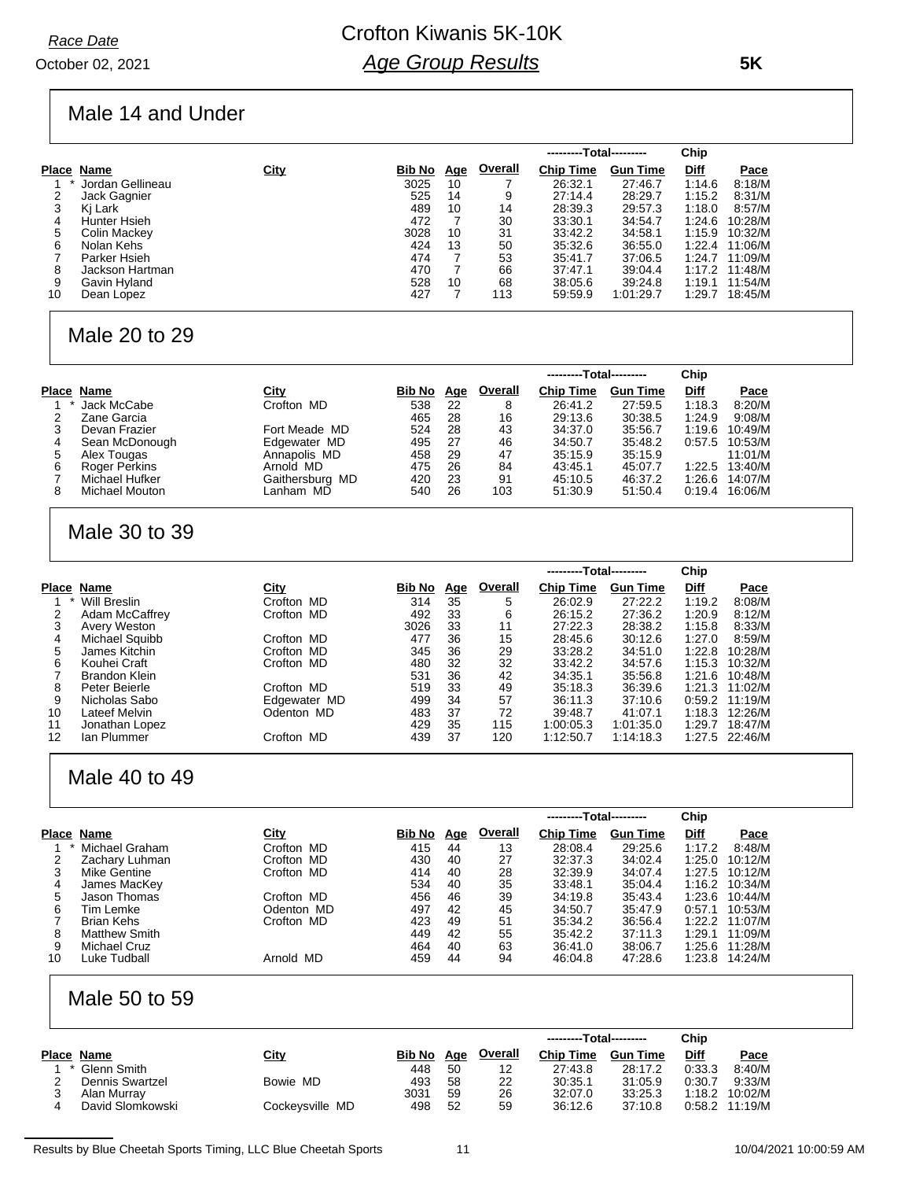*Race Date*

October 02, 2021

# Crofton Kiwanis 5K-10K

## *Age Group Results*

**5K**

### Male 14 and Under

| Place | Name | City | Bib No | Age | Overall | Chip Time | Gun Time | Chip Diff | Pace |
|---|---|---|---|---|---|---|---|---|---|
| 1 * | Jordan Gellineau | | 3025 | 10 | 7 | 26:32.1 | 27:46.7 | 1:14.6 | 8:18/M |
| 2 | Jack Gagnier | | 525 | 14 | 9 | 27:14.4 | 28:29.7 | 1:15.2 | 8:31/M |
| 3 | Kj Lark | | 489 | 10 | 14 | 28:39.3 | 29:57.3 | 1:18.0 | 8:57/M |
| 4 | Hunter Hsieh | | 472 | 7 | 30 | 33:30.1 | 34:54.7 | 1:24.6 | 10:28/M |
| 5 | Colin Mackey | | 3028 | 10 | 31 | 33:42.2 | 34:58.1 | 1:15.9 | 10:32/M |
| 6 | Nolan Kehs | | 424 | 13 | 50 | 35:32.6 | 36:55.0 | 1:22.4 | 11:06/M |
| 7 | Parker Hsieh | | 474 | 7 | 53 | 35:41.7 | 37:06.5 | 1:24.7 | 11:09/M |
| 8 | Jackson Hartman | | 470 | 7 | 66 | 37:47.1 | 39:04.4 | 1:17.2 | 11:48/M |
| 9 | Gavin Hyland | | 528 | 10 | 68 | 38:05.6 | 39:24.8 | 1:19.1 | 11:54/M |
| 10 | Dean Lopez | | 427 | 7 | 113 | 59:59.9 | 1:01:29.7 | 1:29.7 | 18:45/M |

### Male 20 to 29

| Place | Name | City | Bib No | Age | Overall | Chip Time | Gun Time | Chip Diff | Pace |
|---|---|---|---|---|---|---|---|---|---|
| 1 * | Jack McCabe | Crofton MD | 538 | 22 | 8 | 26:41.2 | 27:59.5 | 1:18.3 | 8:20/M |
| 2 | Zane Garcia | | 465 | 28 | 16 | 29:13.6 | 30:38.5 | 1:24.9 | 9:08/M |
| 3 | Devan Frazier | Fort Meade MD | 524 | 28 | 43 | 34:37.0 | 35:56.7 | 1:19.6 | 10:49/M |
| 4 | Sean McDonough | Edgewater MD | 495 | 27 | 46 | 34:50.7 | 35:48.2 | 0:57.5 | 10:53/M |
| 5 | Alex Tougas | Annapolis MD | 458 | 29 | 47 | 35:15.9 | 35:15.9 | | 11:01/M |
| 6 | Roger Perkins | Arnold MD | 475 | 26 | 84 | 43:45.1 | 45:07.7 | 1:22.5 | 13:40/M |
| 7 | Michael Hufker | Gaithersburg MD | 420 | 23 | 91 | 45:10.5 | 46:37.2 | 1:26.6 | 14:07/M |
| 8 | Michael Mouton | Lanham MD | 540 | 26 | 103 | 51:30.9 | 51:50.4 | 0:19.4 | 16:06/M |

### Male 30 to 39

| Place | Name | City | Bib No | Age | Overall | Chip Time | Gun Time | Chip Diff | Pace |
|---|---|---|---|---|---|---|---|---|---|
| 1 * | Will Breslin | Crofton MD | 314 | 35 | 5 | 26:02.9 | 27:22.2 | 1:19.2 | 8:08/M |
| 2 | Adam McCaffrey | Crofton MD | 492 | 33 | 6 | 26:15.2 | 27:36.2 | 1:20.9 | 8:12/M |
| 3 | Avery Weston | | 3026 | 33 | 11 | 27:22.3 | 28:38.2 | 1:15.8 | 8:33/M |
| 4 | Michael Squibb | Crofton MD | 477 | 36 | 15 | 28:45.6 | 30:12.6 | 1:27.0 | 8:59/M |
| 5 | James Kitchin | Crofton MD | 345 | 36 | 29 | 33:28.2 | 34:51.0 | 1:22.8 | 10:28/M |
| 6 | Kouhei Craft | Crofton MD | 480 | 32 | 32 | 33:42.2 | 34:57.6 | 1:15.3 | 10:32/M |
| 7 | Brandon Klein | | 531 | 36 | 42 | 34:35.1 | 35:56.8 | 1:21.6 | 10:48/M |
| 8 | Peter Beierle | Crofton MD | 519 | 33 | 49 | 35:18.3 | 36:39.6 | 1:21.3 | 11:02/M |
| 9 | Nicholas Sabo | Edgewater MD | 499 | 34 | 57 | 36:11.3 | 37:10.6 | 0:59.2 | 11:19/M |
| 10 | Lateef Melvin | Odenton MD | 483 | 37 | 72 | 39:48.7 | 41:07.1 | 1:18.3 | 12:26/M |
| 11 | Jonathan Lopez | | 429 | 35 | 115 | 1:00:05.3 | 1:01:35.0 | 1:29.7 | 18:47/M |
| 12 | Ian Plummer | Crofton MD | 439 | 37 | 120 | 1:12:50.7 | 1:14:18.3 | 1:27.5 | 22:46/M |

### Male 40 to 49

| Place | Name | City | Bib No | Age | Overall | Chip Time | Gun Time | Chip Diff | Pace |
|---|---|---|---|---|---|---|---|---|---|
| 1 * | Michael Graham | Crofton MD | 415 | 44 | 13 | 28:08.4 | 29:25.6 | 1:17.2 | 8:48/M |
| 2 | Zachary Luhman | Crofton MD | 430 | 40 | 27 | 32:37.3 | 34:02.4 | 1:25.0 | 10:12/M |
| 3 | Mike Gentine | Crofton MD | 414 | 40 | 28 | 32:39.9 | 34:07.4 | 1:27.5 | 10:12/M |
| 4 | James MacKey | | 534 | 40 | 35 | 33:48.1 | 35:04.4 | 1:16.2 | 10:34/M |
| 5 | Jason Thomas | Crofton MD | 456 | 46 | 39 | 34:19.8 | 35:43.4 | 1:23.6 | 10:44/M |
| 6 | Tim Lemke | Odenton MD | 497 | 42 | 45 | 34:50.7 | 35:47.9 | 0:57.1 | 10:53/M |
| 7 | Brian Kehs | Crofton MD | 423 | 49 | 51 | 35:34.2 | 36:56.4 | 1:22.2 | 11:07/M |
| 8 | Matthew Smith | | 449 | 42 | 55 | 35:42.2 | 37:11.3 | 1:29.1 | 11:09/M |
| 9 | Michael Cruz | | 464 | 40 | 63 | 36:41.0 | 38:06.7 | 1:25.6 | 11:28/M |
| 10 | Luke Tudball | Arnold MD | 459 | 44 | 94 | 46:04.8 | 47:28.6 | 1:23.8 | 14:24/M |

### Male 50 to 59

| Place | Name | City | Bib No | Age | Overall | Chip Time | Gun Time | Chip Diff | Pace |
|---|---|---|---|---|---|---|---|---|---|
| 1 * | Glenn Smith | | 448 | 50 | 12 | 27:43.8 | 28:17.2 | 0:33.3 | 8:40/M |
| 2 | Dennis Swartzel | Bowie MD | 493 | 58 | 22 | 30:35.1 | 31:05.9 | 0:30.7 | 9:33/M |
| 3 | Alan Murray | | 3031 | 59 | 26 | 32:07.0 | 33:25.3 | 1:18.2 | 10:02/M |
| 4 | David Slomkowski | Cockeysville MD | 498 | 52 | 59 | 36:12.6 | 37:10.8 | 0:58.2 | 11:19/M |

Results by Blue Cheetah Sports Timing, LLC Blue Cheetah Sports — 10/04/2021 10:00:59 AM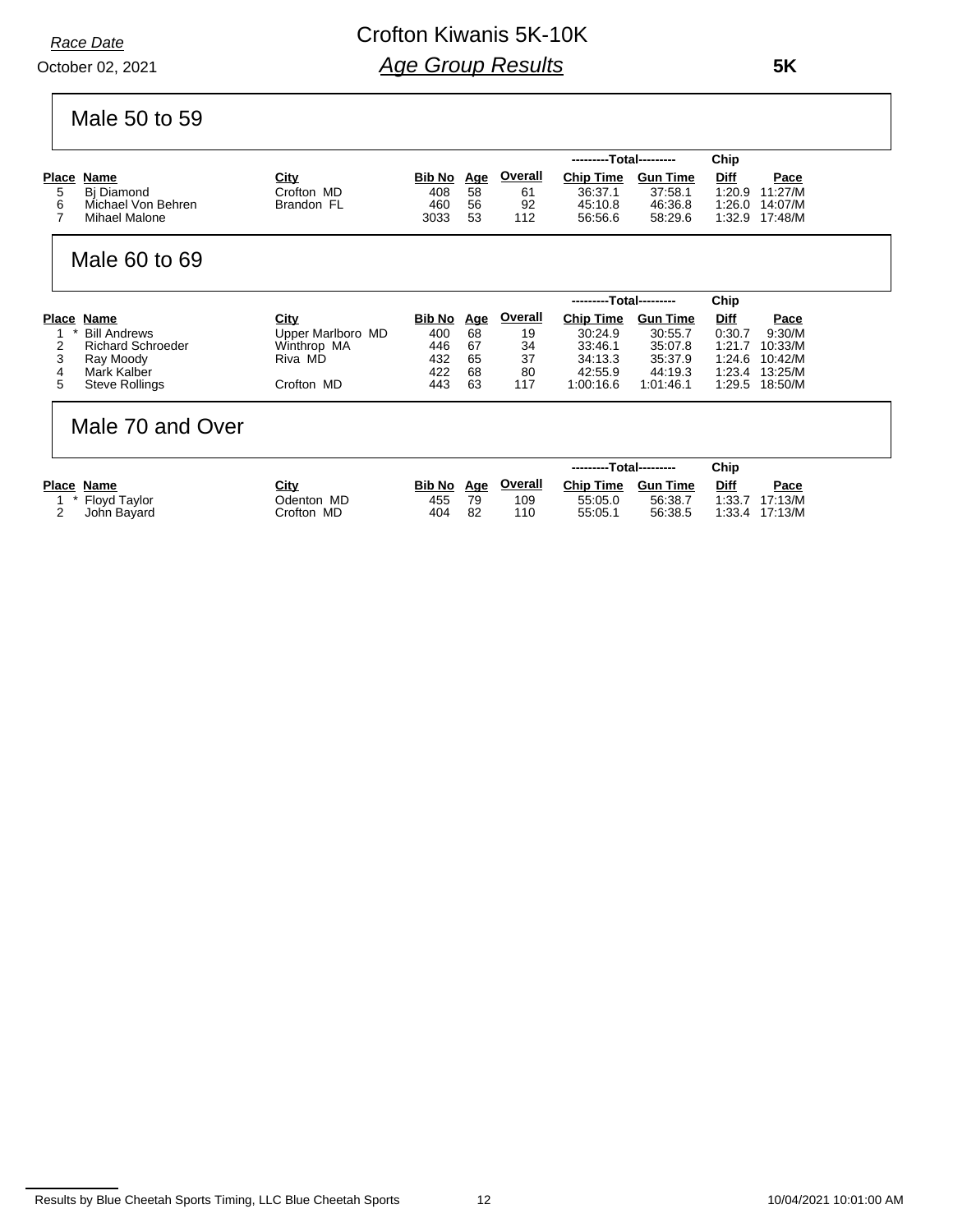Race Date

October 02, 2021

# Crofton Kiwanis 5K-10K

## Age Group Results

**5K**

### Male 50 to 59

| Place | Name | City | Bib No | Age | Overall | ---------Total--------- Chip Time | Gun Time | Chip Diff | Pace |
|---|---|---|---|---|---|---|---|---|---|
| 5 | Bj Diamond | Crofton MD | 408 | 58 | 61 | 36:37.1 | 37:58.1 | 1:20.9 | 11:27/M |
| 6 | Michael Von Behren | Brandon FL | 460 | 56 | 92 | 45:10.8 | 46:36.8 | 1:26.0 | 14:07/M |
| 7 | Mihael Malone | | 3033 | 53 | 112 | 56:56.6 | 58:29.6 | 1:32.9 | 17:48/M |

### Male 60 to 69

| Place | Name | City | Bib No | Age | Overall | ---------Total--------- Chip Time | Gun Time | Chip Diff | Pace |
|---|---|---|---|---|---|---|---|---|---|
| 1 * | Bill Andrews | Upper Marlboro MD | 400 | 68 | 19 | 30:24.9 | 30:55.7 | 0:30.7 | 9:30/M |
| 2 | Richard Schroeder | Winthrop MA | 446 | 67 | 34 | 33:46.1 | 35:07.8 | 1:21.7 | 10:33/M |
| 3 | Ray Moody | Riva MD | 432 | 65 | 37 | 34:13.3 | 35:37.9 | 1:24.6 | 10:42/M |
| 4 | Mark Kalber | | 422 | 68 | 80 | 42:55.9 | 44:19.3 | 1:23.4 | 13:25/M |
| 5 | Steve Rollings | Crofton MD | 443 | 63 | 117 | 1:00:16.6 | 1:01:46.1 | 1:29.5 | 18:50/M |

### Male 70 and Over

| Place | Name | City | Bib No | Age | Overall | ---------Total--------- Chip Time | Gun Time | Chip Diff | Pace |
|---|---|---|---|---|---|---|---|---|---|
| 1 * | Floyd Taylor | Odenton MD | 455 | 79 | 109 | 55:05.0 | 56:38.7 | 1:33.7 | 17:13/M |
| 2 | John Bayard | Crofton MD | 404 | 82 | 110 | 55:05.1 | 56:38.5 | 1:33.4 | 17:13/M |

Results by Blue Cheetah Sports Timing, LLC Blue Cheetah Sports 10/04/2021 10:01:00 AM